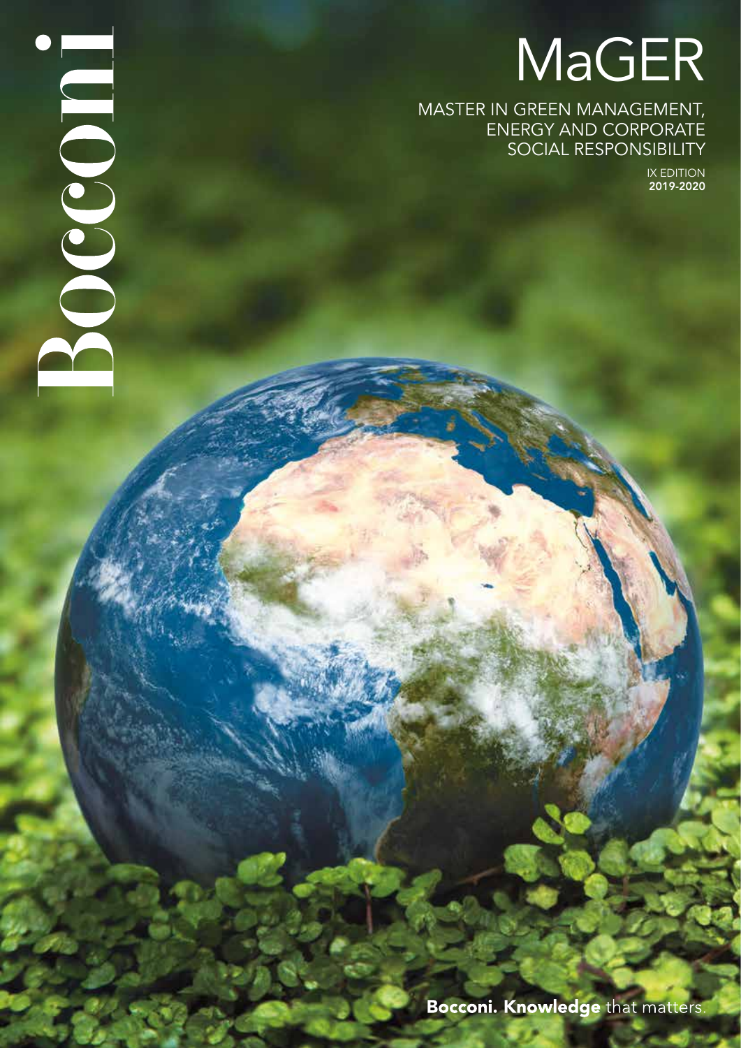Bocconi

# MaGER

MASTER IN GREEN MANAGEMENT, ENERGY AND CORPORATE SOCIAL RESPONSIBILITY

IX EDITION
**2019-2020**

**Bocconi. Knowledge** that matters.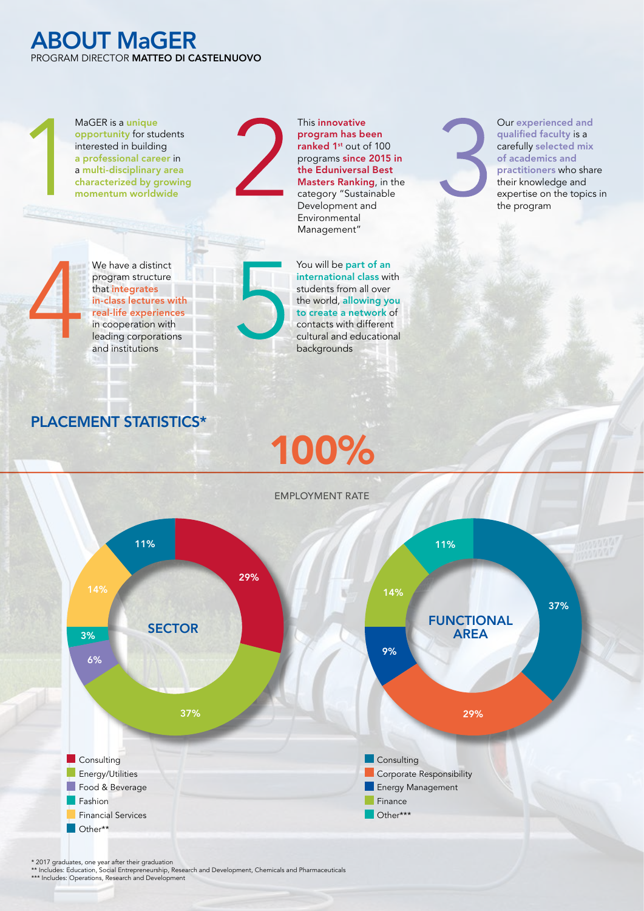# ABOUT MaGER

PROGRAM DIRECTOR **MATTEO DI CASTELNUOVO**

**1** MaGER is a **unique opportunity** for students interested in building **a professional career** in a **multi-disciplinary area characterized by growing momentum worldwide**

**2** This **innovative program has been ranked 1st** out of 100 programs **since 2015 in the Eduniversal Best Masters Ranking**, in the category "Sustainable Development and Environmental Management"

**3** Our **experienced and qualified faculty** is a carefully **selected mix of academics and practitioners** who share their knowledge and expertise on the topics in the program

**4** We have a distinct program structure that **integrates in-class lectures with real-life experiences** in cooperation with leading corporations and institutions

**5** You will be **part of an international class** with students from all over the world, **allowing you to create a network** of contacts with different cultural and educational backgrounds

## PLACEMENT STATISTICS*

**100%**

EMPLOYMENT RATE

### SECTOR

| Sector | % |
|---|---|
| Consulting | 29% |
| Energy/Utilities | 37% |
| Food & Beverage | 6% |
| Fashion | 3% |
| Financial Services | 14% |
| Other** | 11% |

### FUNCTIONAL AREA

| Functional Area | % |
|---|---|
| Consulting | 37% |
| Corporate Responsibility | 29% |
| Energy Management | 9% |
| Finance | 14% |
| Other*** | 11% |

\* 2017 graduates, one year after their graduation
\** Includes: Education, Social Entrepreneurship, Research and Development, Chemicals and Pharmaceuticals
\*** Includes: Operations, Research and Development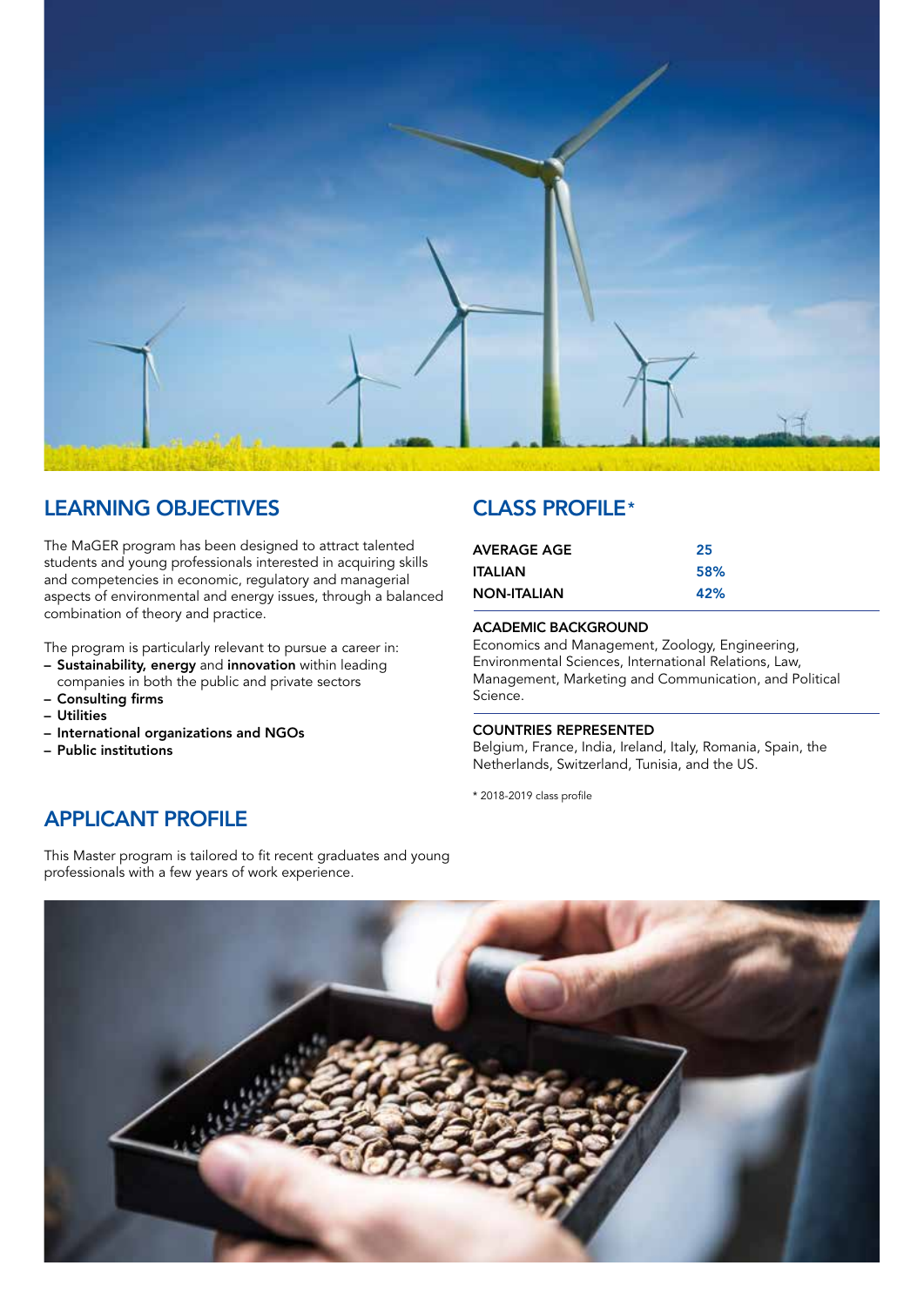## LEARNING OBJECTIVES

The MaGER program has been designed to attract talented students and young professionals interested in acquiring skills and competencies in economic, regulatory and managerial aspects of environmental and energy issues, through a balanced combination of theory and practice.

The program is particularly relevant to pursue a career in:

- **Sustainability, energy** and **innovation** within leading companies in both the public and private sectors
- **Consulting firms**
- **Utilities**
- **International organizations and NGOs**
- **Public institutions**

## APPLICANT PROFILE

This Master program is tailored to fit recent graduates and young professionals with a few years of work experience.

## CLASS PROFILE*

| | |
|---|---|
| AVERAGE AGE | 25 |
| ITALIAN | 58% |
| NON-ITALIAN | 42% |

**ACADEMIC BACKGROUND**

Economics and Management, Zoology, Engineering, Environmental Sciences, International Relations, Law, Management, Marketing and Communication, and Political Science.

**COUNTRIES REPRESENTED**

Belgium, France, India, Ireland, Italy, Romania, Spain, the Netherlands, Switzerland, Tunisia, and the US.

\* 2018-2019 class profile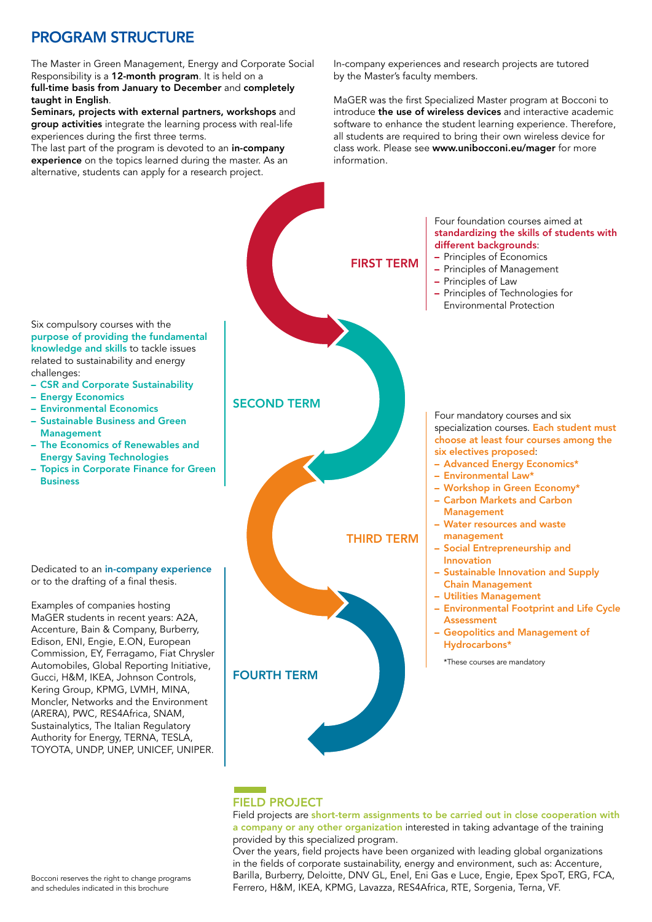# PROGRAM STRUCTURE

The Master in Green Management, Energy and Corporate Social Responsibility is a **12-month program**. It is held on a **full-time basis from January to December** and **completely taught in English**.

**Seminars, projects with external partners, workshops** and **group activities** integrate the learning process with real-life experiences during the first three terms.

The last part of the program is devoted to an **in-company experience** on the topics learned during the master. As an alternative, students can apply for a research project.

In-company experiences and research projects are tutored by the Master's faculty members.

MaGER was the first Specialized Master program at Bocconi to introduce **the use of wireless devices** and interactive academic software to enhance the student learning experience. Therefore, all students are required to bring their own wireless device for class work. Please see **www.unibocconi.eu/mager** for more information.

## FIRST TERM

Four foundation courses aimed at **standardizing the skills of students with different backgrounds**:

- Principles of Economics
- Principles of Management
- Principles of Law
- Principles of Technologies for Environmental Protection

## SECOND TERM

Six compulsory courses with the **purpose of providing the fundamental knowledge and skills** to tackle issues related to sustainability and energy challenges:

- **CSR and Corporate Sustainability**
- **Energy Economics**
- **Environmental Economics**
- **Sustainable Business and Green Management**
- **The Economics of Renewables and Energy Saving Technologies**
- **Topics in Corporate Finance for Green Business**

## THIRD TERM

Four mandatory courses and six specialization courses. **Each student must choose at least four courses among the six electives proposed**:

- **Advanced Energy Economics***
- **Environmental Law***
- **Workshop in Green Economy***
- **Carbon Markets and Carbon Management**
- **Water resources and waste management**
- **Social Entrepreneurship and Innovation**
- **Sustainable Innovation and Supply Chain Management**
- **Utilities Management**
- **Environmental Footprint and Life Cycle Assessment**
- **Geopolitics and Management of Hydrocarbons***

*These courses are mandatory

## FOURTH TERM

Dedicated to an **in-company experience** or to the drafting of a final thesis.

Examples of companies hosting MaGER students in recent years: A2A, Accenture, Bain & Company, Burberry, Edison, ENI, Engie, E.ON, European Commission, EY, Ferragamo, Fiat Chrysler Automobiles, Global Reporting Initiative, Gucci, H&M, IKEA, Johnson Controls, Kering Group, KPMG, LVMH, MINA, Moncler, Networks and the Environment (ARERA), PWC, RES4Africa, SNAM, Sustainalytics, The Italian Regulatory Authority for Energy, TERNA, TESLA, TOYOTA, UNDP, UNEP, UNICEF, UNIPER.

## FIELD PROJECT

Field projects are **short-term assignments to be carried out in close cooperation with a company or any other organization** interested in taking advantage of the training provided by this specialized program.

Over the years, field projects have been organized with leading global organizations in the fields of corporate sustainability, energy and environment, such as: Accenture, Barilla, Burberry, Deloitte, DNV GL, Enel, Eni Gas e Luce, Engie, Epex SpoT, ERG, FCA, Ferrero, H&M, IKEA, KPMG, Lavazza, RES4Africa, RTE, Sorgenia, Terna, VF.

Bocconi reserves the right to change programs and schedules indicated in this brochure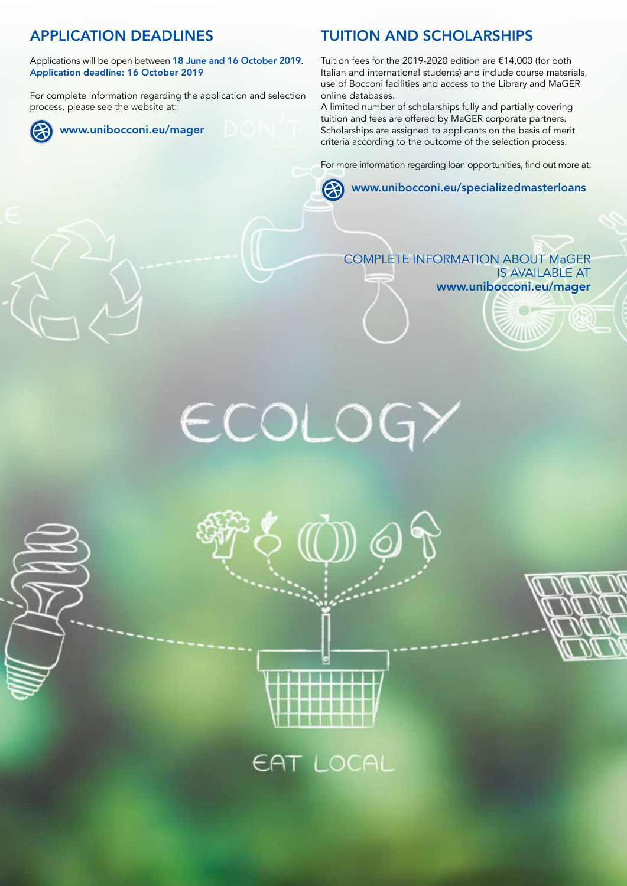## APPLICATION DEADLINES

Applications will be open between **18 June and 16 October 2019**.
**Application deadline: 16 October 2019**

For complete information regarding the application and selection process, please see the website at:

**www.unibocconi.eu/mager**

## TUITION AND SCHOLARSHIPS

Tuition fees for the 2019-2020 edition are €14,000 (for both Italian and international students) and include course materials, use of Bocconi facilities and access to the Library and MaGER online databases.
A limited number of scholarships fully and partially covering tuition and fees are offered by MaGER corporate partners. Scholarships are assigned to applicants on the basis of merit criteria according to the outcome of the selection process.

For more information regarding loan opportunities, find out more at:

**www.unibocconi.eu/specializedmasterloans**

COMPLETE INFORMATION ABOUT MaGER IS AVAILABLE AT
**www.unibocconi.eu/mager**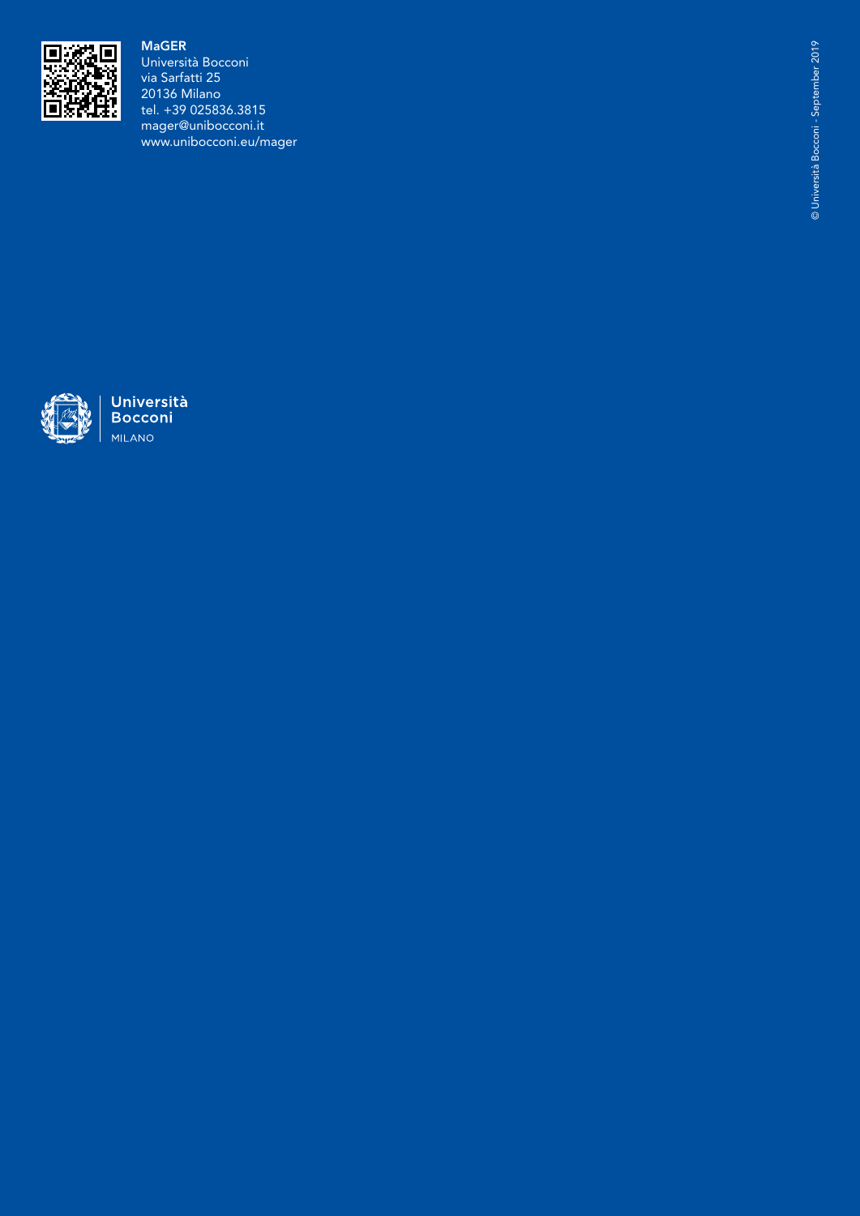**MaGER**
Università Bocconi
via Sarfatti 25
20136 Milano
tel. +39 025836.3815
mager@unibocconi.it
www.unibocconi.eu/mager

© Università Bocconi - September 2019

Università Bocconi
MILANO